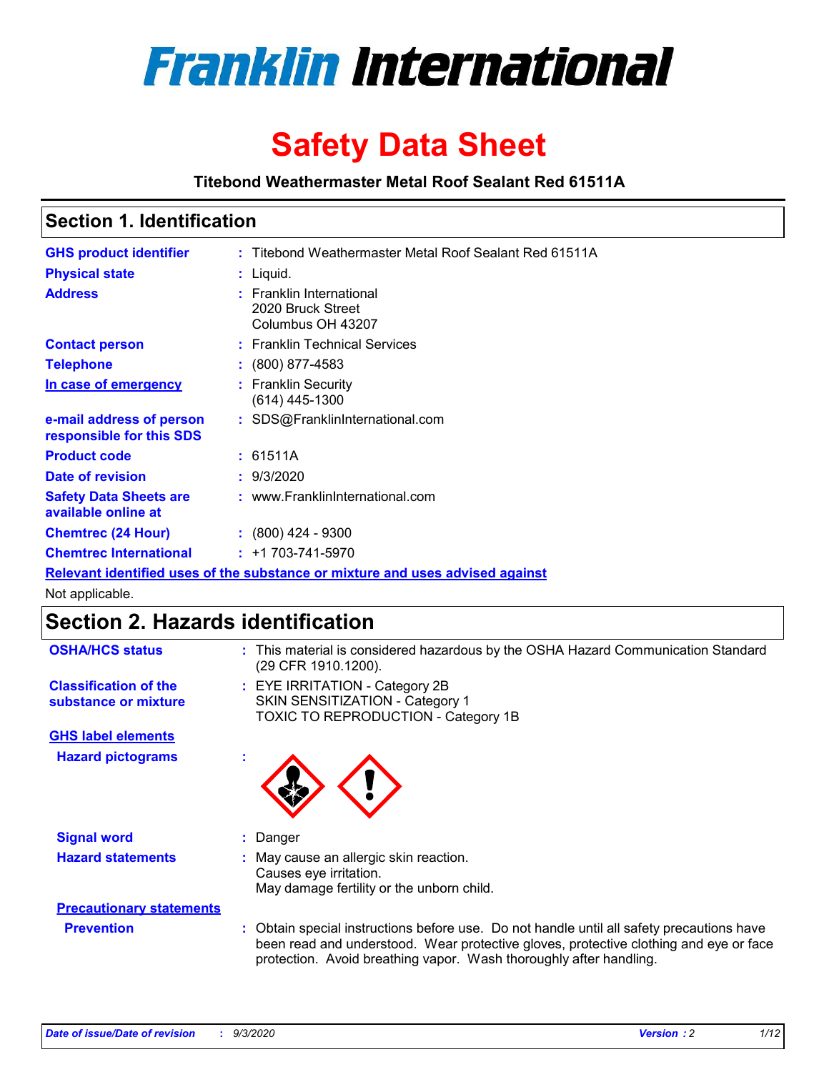# Franklin International

# Safety Data Sheet

**Titebond Weathermaster Metal Roof Sealant Red 61511A**

## Section 1. Identification

| | |
|---|---|
| **GHS product identifier** | : Titebond Weathermaster Metal Roof Sealant Red 61511A |
| **Physical state** | : Liquid. |
| **Address** | : Franklin International<br>2020 Bruck Street<br>Columbus OH 43207 |
| **Contact person** | : Franklin Technical Services |
| **Telephone** | : (800) 877-4583 |
| **In case of emergency** | : Franklin Security<br>(614) 445-1300 |
| **e-mail address of person responsible for this SDS** | : SDS@FranklinInternational.com |
| **Product code** | : 61511A |
| **Date of revision** | : 9/3/2020 |
| **Safety Data Sheets are available online at** | : www.FranklinInternational.com |
| **Chemtrec (24 Hour)** | : (800) 424 - 9300 |
| **Chemtrec International** | : +1 703-741-5970 |

**Relevant identified uses of the substance or mixture and uses advised against**

Not applicable.

## Section 2. Hazards identification

| | |
|---|---|
| **OSHA/HCS status** | : This material is considered hazardous by the OSHA Hazard Communication Standard (29 CFR 1910.1200). |
| **Classification of the substance or mixture** | : EYE IRRITATION - Category 2B<br>SKIN SENSITIZATION - Category 1<br>TOXIC TO REPRODUCTION - Category 1B |

**GHS label elements**

**Hazard pictograms** :

**Signal word** : Danger

**Hazard statements** : May cause an allergic skin reaction.
Causes eye irritation.
May damage fertility or the unborn child.

**Precautionary statements**

**Prevention** : Obtain special instructions before use. Do not handle until all safety precautions have been read and understood. Wear protective gloves, protective clothing and eye or face protection. Avoid breathing vapor. Wash thoroughly after handling.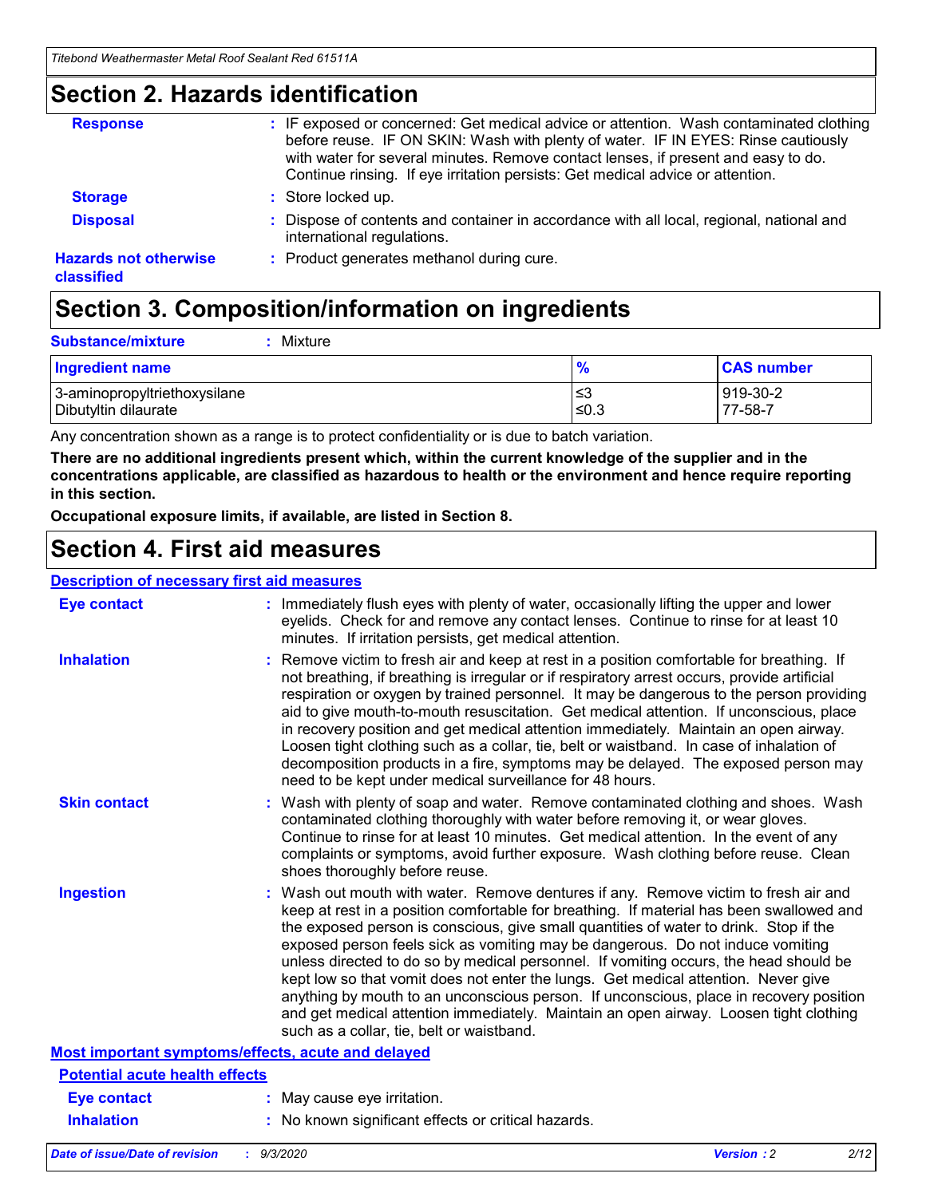## Section 2. Hazards identification

**Response** : IF exposed or concerned: Get medical advice or attention. Wash contaminated clothing before reuse. IF ON SKIN: Wash with plenty of water. IF IN EYES: Rinse cautiously with water for several minutes. Remove contact lenses, if present and easy to do. Continue rinsing. If eye irritation persists: Get medical advice or attention.

**Storage** : Store locked up.

**Disposal** : Dispose of contents and container in accordance with all local, regional, national and international regulations.

**Hazards not otherwise classified** : Product generates methanol during cure.

## Section 3. Composition/information on ingredients

**Substance/mixture** : Mixture

| Ingredient name | % | CAS number |
|---|---|---|
| 3-aminopropyltriethoxysilane | ≤3 | 919-30-2 |
| Dibutyltin dilaurate | ≤0.3 | 77-58-7 |

Any concentration shown as a range is to protect confidentiality or is due to batch variation.

**There are no additional ingredients present which, within the current knowledge of the supplier and in the concentrations applicable, are classified as hazardous to health or the environment and hence require reporting in this section.**

**Occupational exposure limits, if available, are listed in Section 8.**

## Section 4. First aid measures

### Description of necessary first aid measures

**Eye contact** : Immediately flush eyes with plenty of water, occasionally lifting the upper and lower eyelids. Check for and remove any contact lenses. Continue to rinse for at least 10 minutes. If irritation persists, get medical attention.

**Inhalation** : Remove victim to fresh air and keep at rest in a position comfortable for breathing. If not breathing, if breathing is irregular or if respiratory arrest occurs, provide artificial respiration or oxygen by trained personnel. It may be dangerous to the person providing aid to give mouth-to-mouth resuscitation. Get medical attention. If unconscious, place in recovery position and get medical attention immediately. Maintain an open airway. Loosen tight clothing such as a collar, tie, belt or waistband. In case of inhalation of decomposition products in a fire, symptoms may be delayed. The exposed person may need to be kept under medical surveillance for 48 hours.

**Skin contact** : Wash with plenty of soap and water. Remove contaminated clothing and shoes. Wash contaminated clothing thoroughly with water before removing it, or wear gloves. Continue to rinse for at least 10 minutes. Get medical attention. In the event of any complaints or symptoms, avoid further exposure. Wash clothing before reuse. Clean shoes thoroughly before reuse.

**Ingestion** : Wash out mouth with water. Remove dentures if any. Remove victim to fresh air and keep at rest in a position comfortable for breathing. If material has been swallowed and the exposed person is conscious, give small quantities of water to drink. Stop if the exposed person feels sick as vomiting may be dangerous. Do not induce vomiting unless directed to do so by medical personnel. If vomiting occurs, the head should be kept low so that vomit does not enter the lungs. Get medical attention. Never give anything by mouth to an unconscious person. If unconscious, place in recovery position and get medical attention immediately. Maintain an open airway. Loosen tight clothing such as a collar, tie, belt or waistband.

### Most important symptoms/effects, acute and delayed

#### Potential acute health effects

**Eye contact** : May cause eye irritation.

**Inhalation** : No known significant effects or critical hazards.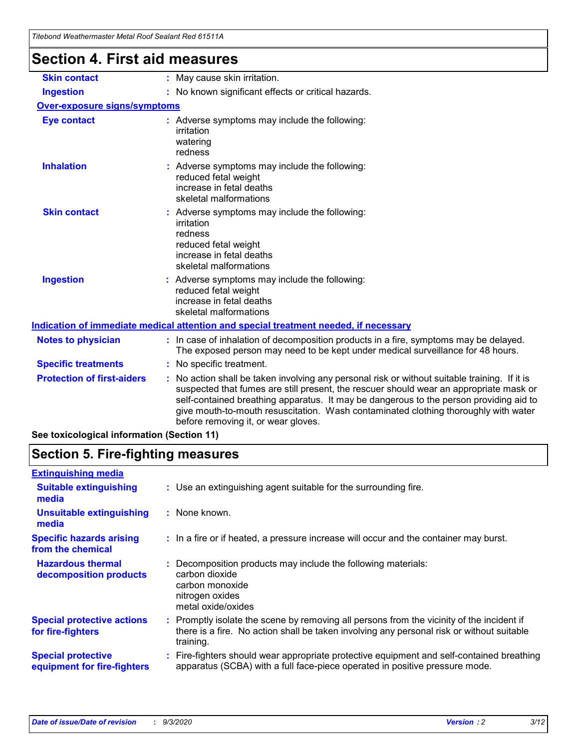## Section 4. First aid measures

| | |
|---|---|
| **Skin contact** | : May cause skin irritation. |
| **Ingestion** | : No known significant effects or critical hazards. |

**Over-exposure signs/symptoms**

| | |
|---|---|
| **Eye contact** | : Adverse symptoms may include the following:<br>irritation<br>watering<br>redness |
| **Inhalation** | : Adverse symptoms may include the following:<br>reduced fetal weight<br>increase in fetal deaths<br>skeletal malformations |
| **Skin contact** | : Adverse symptoms may include the following:<br>irritation<br>redness<br>reduced fetal weight<br>increase in fetal deaths<br>skeletal malformations |
| **Ingestion** | : Adverse symptoms may include the following:<br>reduced fetal weight<br>increase in fetal deaths<br>skeletal malformations |

**Indication of immediate medical attention and special treatment needed, if necessary**

| | |
|---|---|
| **Notes to physician** | : In case of inhalation of decomposition products in a fire, symptoms may be delayed. The exposed person may need to be kept under medical surveillance for 48 hours. |
| **Specific treatments** | : No specific treatment. |
| **Protection of first-aiders** | : No action shall be taken involving any personal risk or without suitable training. If it is suspected that fumes are still present, the rescuer should wear an appropriate mask or self-contained breathing apparatus. It may be dangerous to the person providing aid to give mouth-to-mouth resuscitation. Wash contaminated clothing thoroughly with water before removing it, or wear gloves. |

**See toxicological information (Section 11)**

## Section 5. Fire-fighting measures

**Extinguishing media**

| | |
|---|---|
| **Suitable extinguishing media** | : Use an extinguishing agent suitable for the surrounding fire. |
| **Unsuitable extinguishing media** | : None known. |
| **Specific hazards arising from the chemical** | : In a fire or if heated, a pressure increase will occur and the container may burst. |
| **Hazardous thermal decomposition products** | : Decomposition products may include the following materials:<br>carbon dioxide<br>carbon monoxide<br>nitrogen oxides<br>metal oxide/oxides |
| **Special protective actions for fire-fighters** | : Promptly isolate the scene by removing all persons from the vicinity of the incident if there is a fire. No action shall be taken involving any personal risk or without suitable training. |
| **Special protective equipment for fire-fighters** | : Fire-fighters should wear appropriate protective equipment and self-contained breathing apparatus (SCBA) with a full face-piece operated in positive pressure mode. |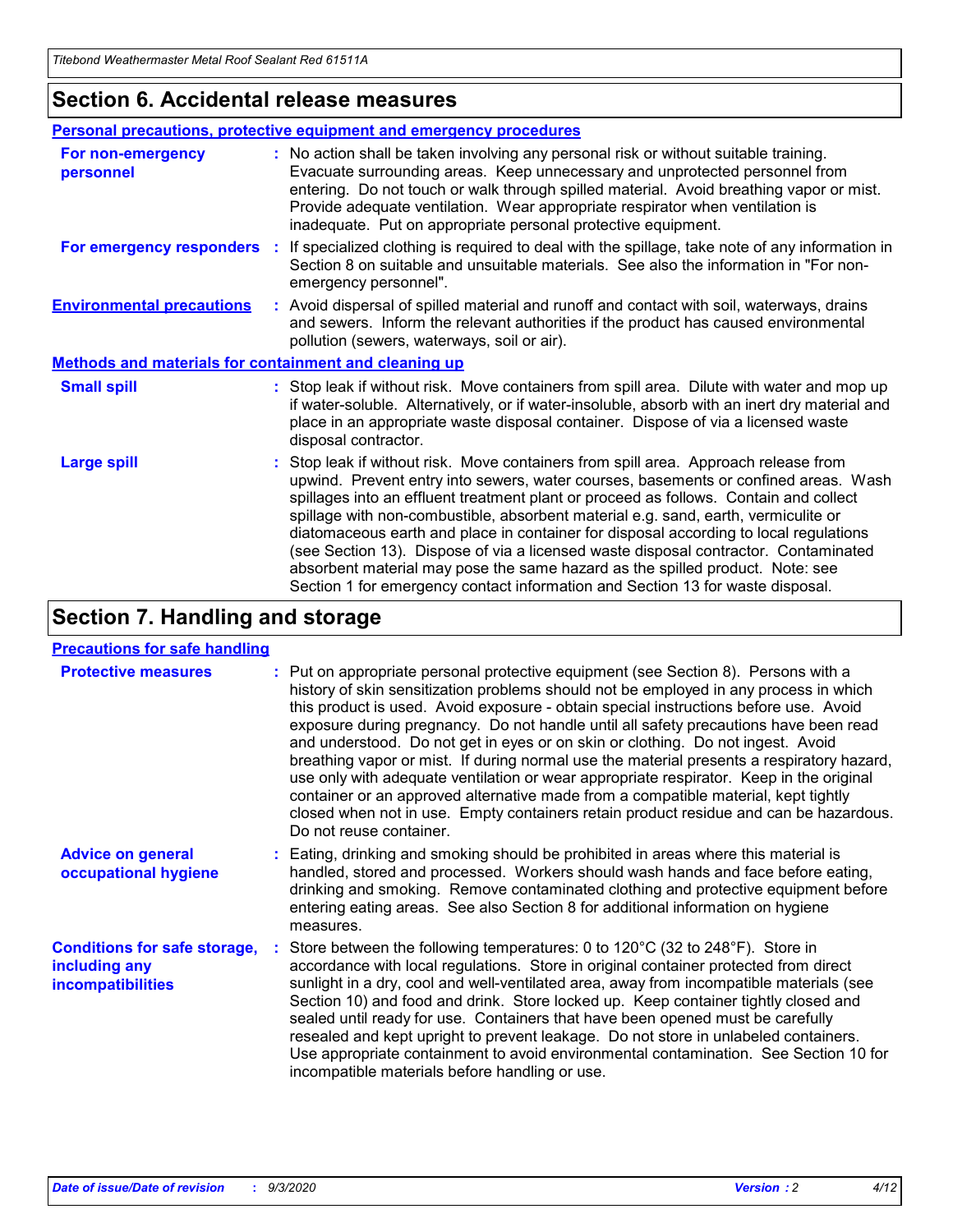## Section 6. Accidental release measures

### Personal precautions, protective equipment and emergency procedures

**For non-emergency personnel** : No action shall be taken involving any personal risk or without suitable training. Evacuate surrounding areas. Keep unnecessary and unprotected personnel from entering. Do not touch or walk through spilled material. Avoid breathing vapor or mist. Provide adequate ventilation. Wear appropriate respirator when ventilation is inadequate. Put on appropriate personal protective equipment.

**For emergency responders** : If specialized clothing is required to deal with the spillage, take note of any information in Section 8 on suitable and unsuitable materials. See also the information in "For non-emergency personnel".

**Environmental precautions** : Avoid dispersal of spilled material and runoff and contact with soil, waterways, drains and sewers. Inform the relevant authorities if the product has caused environmental pollution (sewers, waterways, soil or air).

### Methods and materials for containment and cleaning up

**Small spill** : Stop leak if without risk. Move containers from spill area. Dilute with water and mop up if water-soluble. Alternatively, or if water-insoluble, absorb with an inert dry material and place in an appropriate waste disposal container. Dispose of via a licensed waste disposal contractor.

**Large spill** : Stop leak if without risk. Move containers from spill area. Approach release from upwind. Prevent entry into sewers, water courses, basements or confined areas. Wash spillages into an effluent treatment plant or proceed as follows. Contain and collect spillage with non-combustible, absorbent material e.g. sand, earth, vermiculite or diatomaceous earth and place in container for disposal according to local regulations (see Section 13). Dispose of via a licensed waste disposal contractor. Contaminated absorbent material may pose the same hazard as the spilled product. Note: see Section 1 for emergency contact information and Section 13 for waste disposal.

## Section 7. Handling and storage

### Precautions for safe handling

**Protective measures** : Put on appropriate personal protective equipment (see Section 8). Persons with a history of skin sensitization problems should not be employed in any process in which this product is used. Avoid exposure - obtain special instructions before use. Avoid exposure during pregnancy. Do not handle until all safety precautions have been read and understood. Do not get in eyes or on skin or clothing. Do not ingest. Avoid breathing vapor or mist. If during normal use the material presents a respiratory hazard, use only with adequate ventilation or wear appropriate respirator. Keep in the original container or an approved alternative made from a compatible material, kept tightly closed when not in use. Empty containers retain product residue and can be hazardous. Do not reuse container.

**Advice on general occupational hygiene** : Eating, drinking and smoking should be prohibited in areas where this material is handled, stored and processed. Workers should wash hands and face before eating, drinking and smoking. Remove contaminated clothing and protective equipment before entering eating areas. See also Section 8 for additional information on hygiene measures.

**Conditions for safe storage, including any incompatibilities** : Store between the following temperatures: 0 to 120°C (32 to 248°F). Store in accordance with local regulations. Store in original container protected from direct sunlight in a dry, cool and well-ventilated area, away from incompatible materials (see Section 10) and food and drink. Store locked up. Keep container tightly closed and sealed until ready for use. Containers that have been opened must be carefully resealed and kept upright to prevent leakage. Do not store in unlabeled containers. Use appropriate containment to avoid environmental contamination. See Section 10 for incompatible materials before handling or use.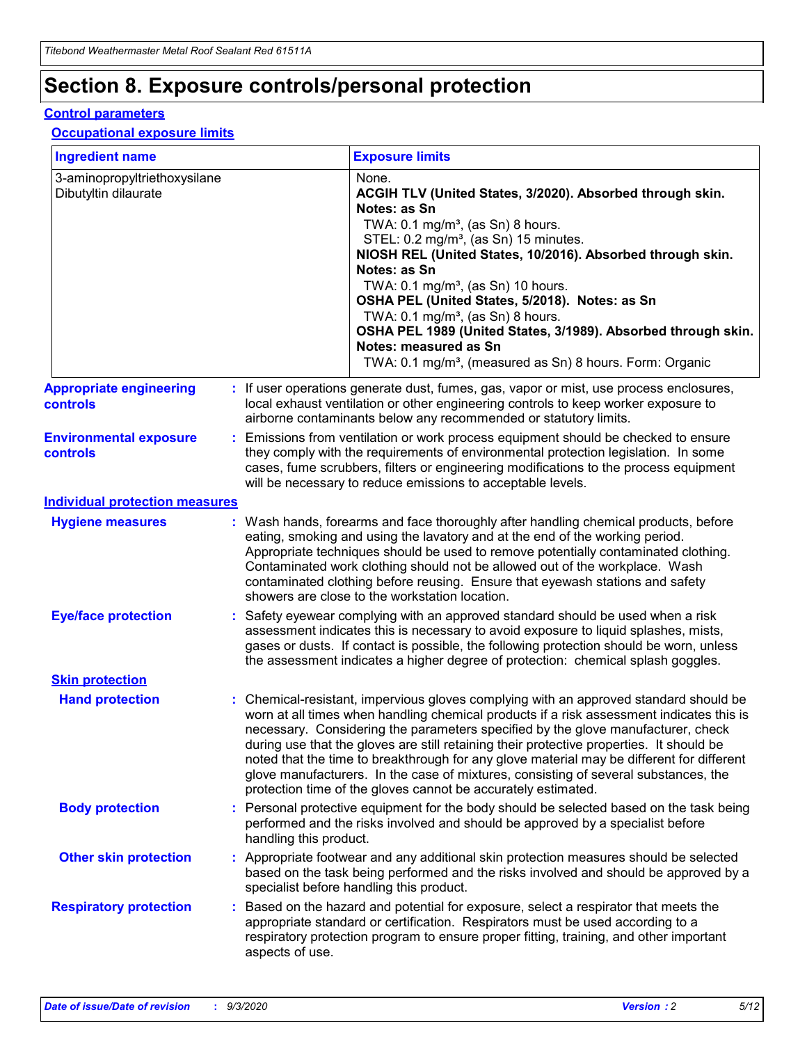# Section 8. Exposure controls/personal protection

## Control parameters

### Occupational exposure limits

| Ingredient name | Exposure limits |
|---|---|
| 3-aminopropyltriethoxysilane | None. |
| Dibutyltin dilaurate | **ACGIH TLV (United States, 3/2020). Absorbed through skin. Notes: as Sn**<br>TWA: 0.1 mg/m³, (as Sn) 8 hours.<br>STEL: 0.2 mg/m³, (as Sn) 15 minutes.<br>**NIOSH REL (United States, 10/2016). Absorbed through skin. Notes: as Sn**<br>TWA: 0.1 mg/m³, (as Sn) 10 hours.<br>**OSHA PEL (United States, 5/2018). Notes: as Sn**<br>TWA: 0.1 mg/m³, (as Sn) 8 hours.<br>**OSHA PEL 1989 (United States, 3/1989). Absorbed through skin. Notes: measured as Sn**<br>TWA: 0.1 mg/m³, (measured as Sn) 8 hours. Form: Organic |

**Appropriate engineering controls** : If user operations generate dust, fumes, gas, vapor or mist, use process enclosures, local exhaust ventilation or other engineering controls to keep worker exposure to airborne contaminants below any recommended or statutory limits.

**Environmental exposure controls** : Emissions from ventilation or work process equipment should be checked to ensure they comply with the requirements of environmental protection legislation. In some cases, fume scrubbers, filters or engineering modifications to the process equipment will be necessary to reduce emissions to acceptable levels.

## Individual protection measures

**Hygiene measures** : Wash hands, forearms and face thoroughly after handling chemical products, before eating, smoking and using the lavatory and at the end of the working period. Appropriate techniques should be used to remove potentially contaminated clothing. Contaminated work clothing should not be allowed out of the workplace. Wash contaminated clothing before reusing. Ensure that eyewash stations and safety showers are close to the workstation location.

**Eye/face protection** : Safety eyewear complying with an approved standard should be used when a risk assessment indicates this is necessary to avoid exposure to liquid splashes, mists, gases or dusts. If contact is possible, the following protection should be worn, unless the assessment indicates a higher degree of protection: chemical splash goggles.

### Skin protection

**Hand protection** : Chemical-resistant, impervious gloves complying with an approved standard should be worn at all times when handling chemical products if a risk assessment indicates this is necessary. Considering the parameters specified by the glove manufacturer, check during use that the gloves are still retaining their protective properties. It should be noted that the time to breakthrough for any glove material may be different for different glove manufacturers. In the case of mixtures, consisting of several substances, the protection time of the gloves cannot be accurately estimated.

**Body protection** : Personal protective equipment for the body should be selected based on the task being performed and the risks involved and should be approved by a specialist before handling this product.

**Other skin protection** : Appropriate footwear and any additional skin protection measures should be selected based on the task being performed and the risks involved and should be approved by a specialist before handling this product.

**Respiratory protection** : Based on the hazard and potential for exposure, select a respirator that meets the appropriate standard or certification. Respirators must be used according to a respiratory protection program to ensure proper fitting, training, and other important aspects of use.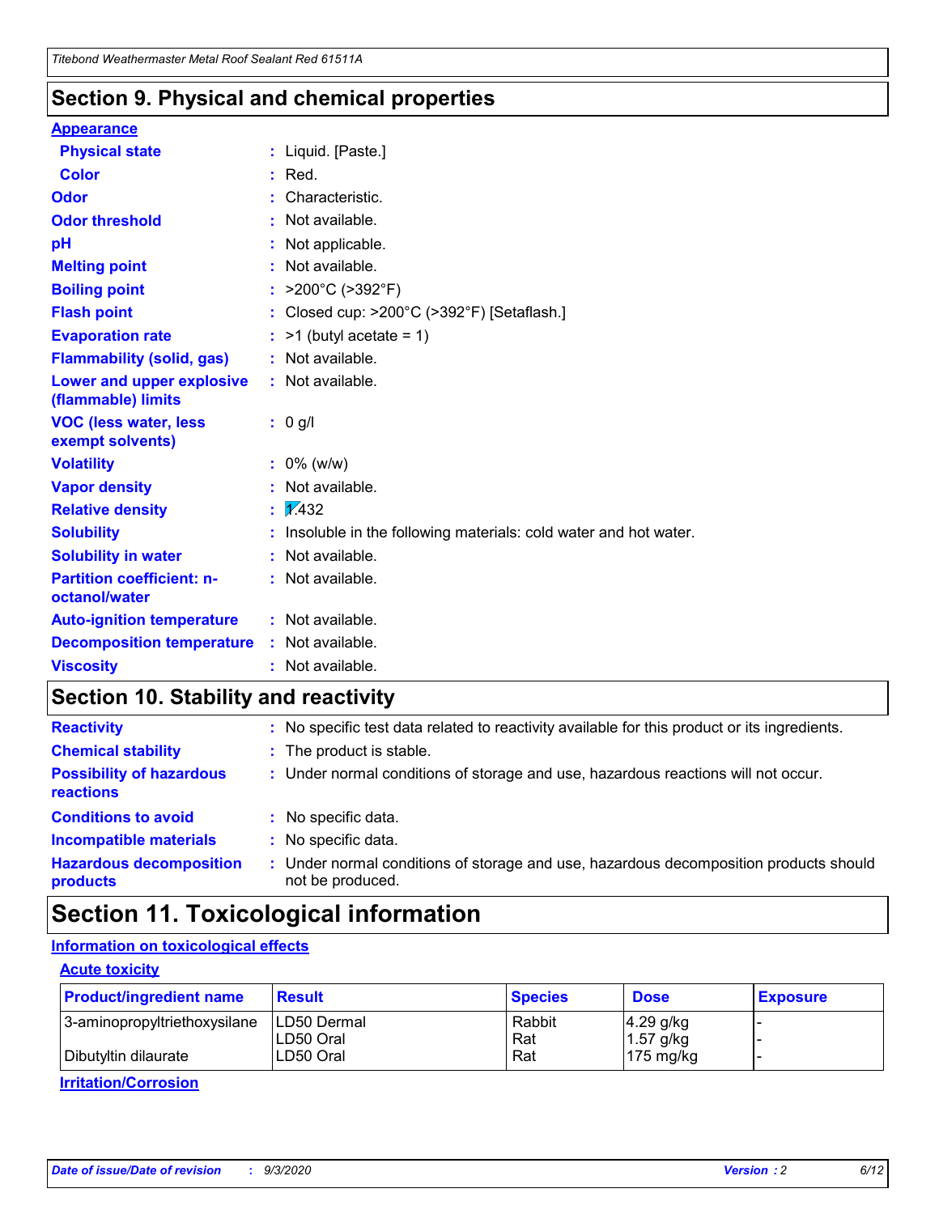## Section 9. Physical and chemical properties

**Appearance**

| | | |
|---|---|---|
| **Physical state** | : | Liquid. [Paste.] |
| **Color** | : | Red. |
| **Odor** | : | Characteristic. |
| **Odor threshold** | : | Not available. |
| **pH** | : | Not applicable. |
| **Melting point** | : | Not available. |
| **Boiling point** | : | >200°C (>392°F) |
| **Flash point** | : | Closed cup: >200°C (>392°F) [Setaflash.] |
| **Evaporation rate** | : | >1 (butyl acetate = 1) |
| **Flammability (solid, gas)** | : | Not available. |
| **Lower and upper explosive (flammable) limits** | : | Not available. |
| **VOC (less water, less exempt solvents)** | : | 0 g/l |
| **Volatility** | : | 0% (w/w) |
| **Vapor density** | : | Not available. |
| **Relative density** | : | 1.432 |
| **Solubility** | : | Insoluble in the following materials: cold water and hot water. |
| **Solubility in water** | : | Not available. |
| **Partition coefficient: n-octanol/water** | : | Not available. |
| **Auto-ignition temperature** | : | Not available. |
| **Decomposition temperature** | : | Not available. |
| **Viscosity** | : | Not available. |

## Section 10. Stability and reactivity

| | | |
|---|---|---|
| **Reactivity** | : | No specific test data related to reactivity available for this product or its ingredients. |
| **Chemical stability** | : | The product is stable. |
| **Possibility of hazardous reactions** | : | Under normal conditions of storage and use, hazardous reactions will not occur. |
| **Conditions to avoid** | : | No specific data. |
| **Incompatible materials** | : | No specific data. |
| **Hazardous decomposition products** | : | Under normal conditions of storage and use, hazardous decomposition products should not be produced. |

## Section 11. Toxicological information

**Information on toxicological effects**

**Acute toxicity**

| Product/ingredient name | Result | Species | Dose | Exposure |
|---|---|---|---|---|
| 3-aminopropyltriethoxysilane | LD50 Dermal | Rabbit | 4.29 g/kg | - |
| | LD50 Oral | Rat | 1.57 g/kg | - |
| Dibutyltin dilaurate | LD50 Oral | Rat | 175 mg/kg | - |

**Irritation/Corrosion**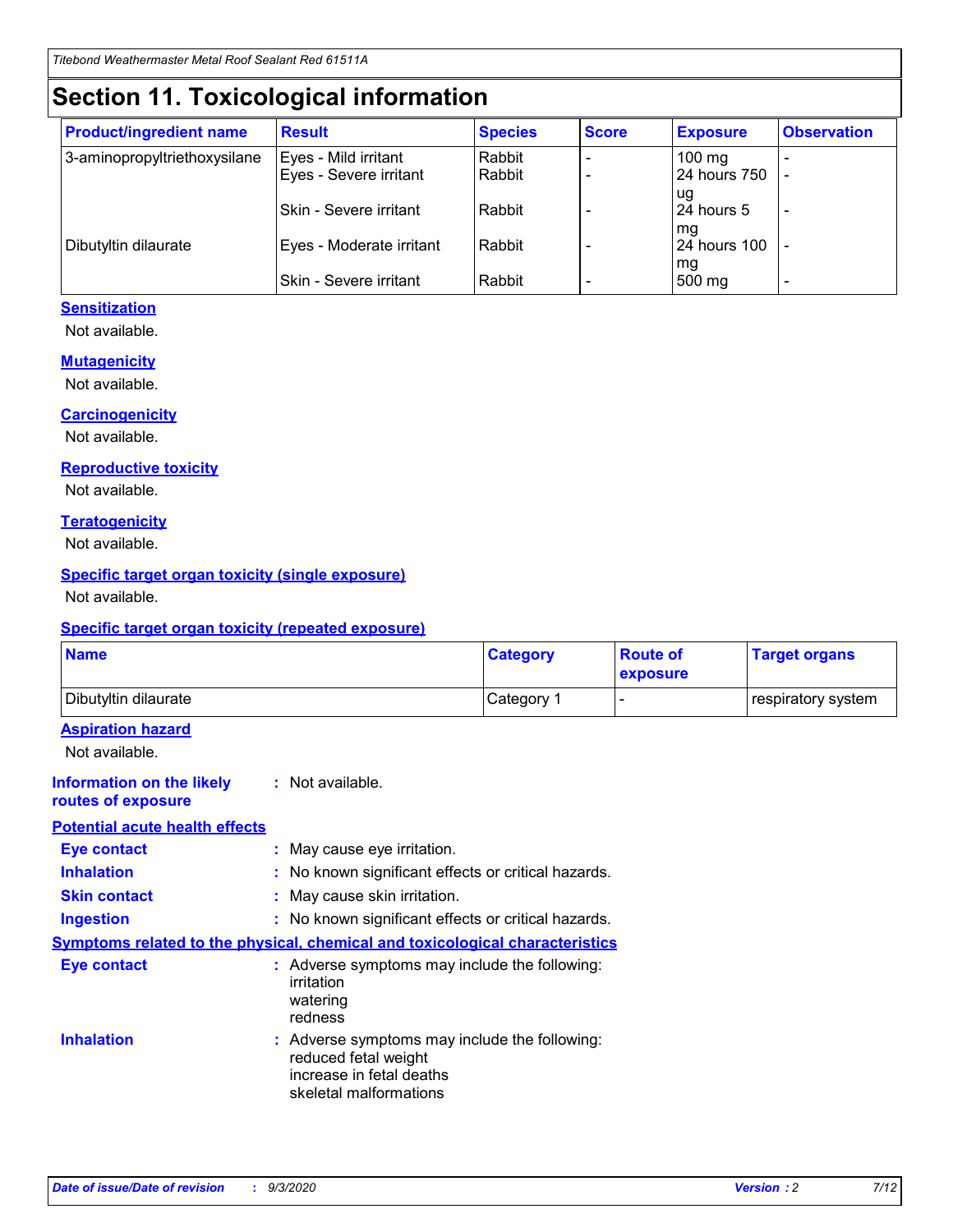# Section 11. Toxicological information

| Product/ingredient name | Result | Species | Score | Exposure | Observation |
|---|---|---|---|---|---|
| 3-aminopropyltriethoxysilane | Eyes - Mild irritant | Rabbit | - | 100 mg | - |
| | Eyes - Severe irritant | Rabbit | - | 24 hours 750 ug | - |
| | Skin - Severe irritant | Rabbit | - | 24 hours 5 mg | - |
| Dibutyltin dilaurate | Eyes - Moderate irritant | Rabbit | - | 24 hours 100 mg | - |
| | Skin - Severe irritant | Rabbit | - | 500 mg | - |

### Sensitization

Not available.

### Mutagenicity

Not available.

### Carcinogenicity

Not available.

### Reproductive toxicity

Not available.

### Teratogenicity

Not available.

### Specific target organ toxicity (single exposure)

Not available.

### Specific target organ toxicity (repeated exposure)

| Name | Category | Route of exposure | Target organs |
|---|---|---|---|
| Dibutyltin dilaurate | Category 1 | - | respiratory system |

### Aspiration hazard

Not available.

**Information on the likely routes of exposure** : Not available.

### Potential acute health effects

**Eye contact** : May cause eye irritation.

**Inhalation** : No known significant effects or critical hazards.

**Skin contact** : May cause skin irritation.

**Ingestion** : No known significant effects or critical hazards.

### Symptoms related to the physical, chemical and toxicological characteristics

**Eye contact** : Adverse symptoms may include the following:
irritation
watering
redness

**Inhalation** : Adverse symptoms may include the following:
reduced fetal weight
increase in fetal deaths
skeletal malformations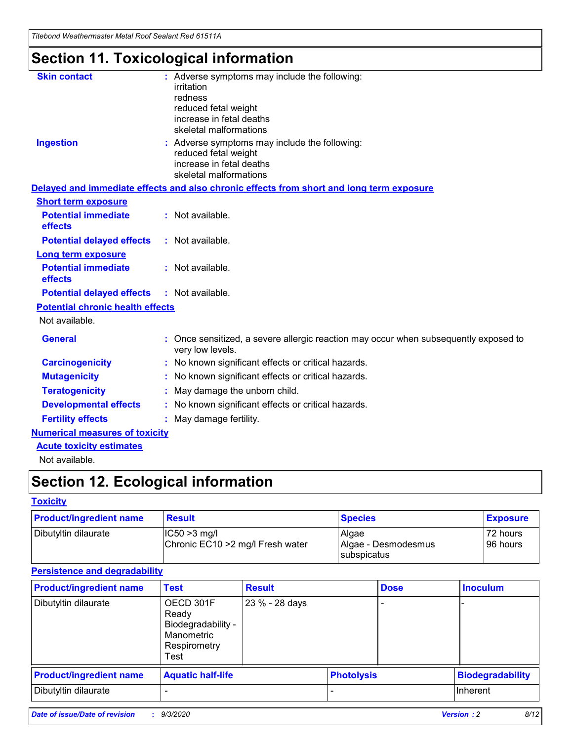# Section 11. Toxicological information

**Skin contact** : Adverse symptoms may include the following:
irritation
redness
reduced fetal weight
increase in fetal deaths
skeletal malformations

**Ingestion** : Adverse symptoms may include the following:
reduced fetal weight
increase in fetal deaths
skeletal malformations

**Delayed and immediate effects and also chronic effects from short and long term exposure**

**Short term exposure**

**Potential immediate effects** : Not available.

**Potential delayed effects** : Not available.

**Long term exposure**

**Potential immediate effects** : Not available.

**Potential delayed effects** : Not available.

**Potential chronic health effects**

Not available.

**General** : Once sensitized, a severe allergic reaction may occur when subsequently exposed to very low levels.

**Carcinogenicity** : No known significant effects or critical hazards.

**Mutagenicity** : No known significant effects or critical hazards.

**Teratogenicity** : May damage the unborn child.

**Developmental effects** : No known significant effects or critical hazards.

**Fertility effects** : May damage fertility.

**Numerical measures of toxicity**

**Acute toxicity estimates**

Not available.

# Section 12. Ecological information

**Toxicity**

| Product/ingredient name | Result | Species | Exposure |
|---|---|---|---|
| Dibutyltin dilaurate | IC50 >3 mg/l<br>Chronic EC10 >2 mg/l Fresh water | Algae<br>Algae - Desmodesmus subspicatus | 72 hours<br>96 hours |

**Persistence and degradability**

| Product/ingredient name | Test | Result | Dose | Inoculum |
|---|---|---|---|---|
| Dibutyltin dilaurate | OECD 301F Ready Biodegradability - Manometric Respirometry Test | 23 % - 28 days | - | - |

| Product/ingredient name | Aquatic half-life | Photolysis | Biodegradability |
|---|---|---|---|
| Dibutyltin dilaurate | - | - | Inherent |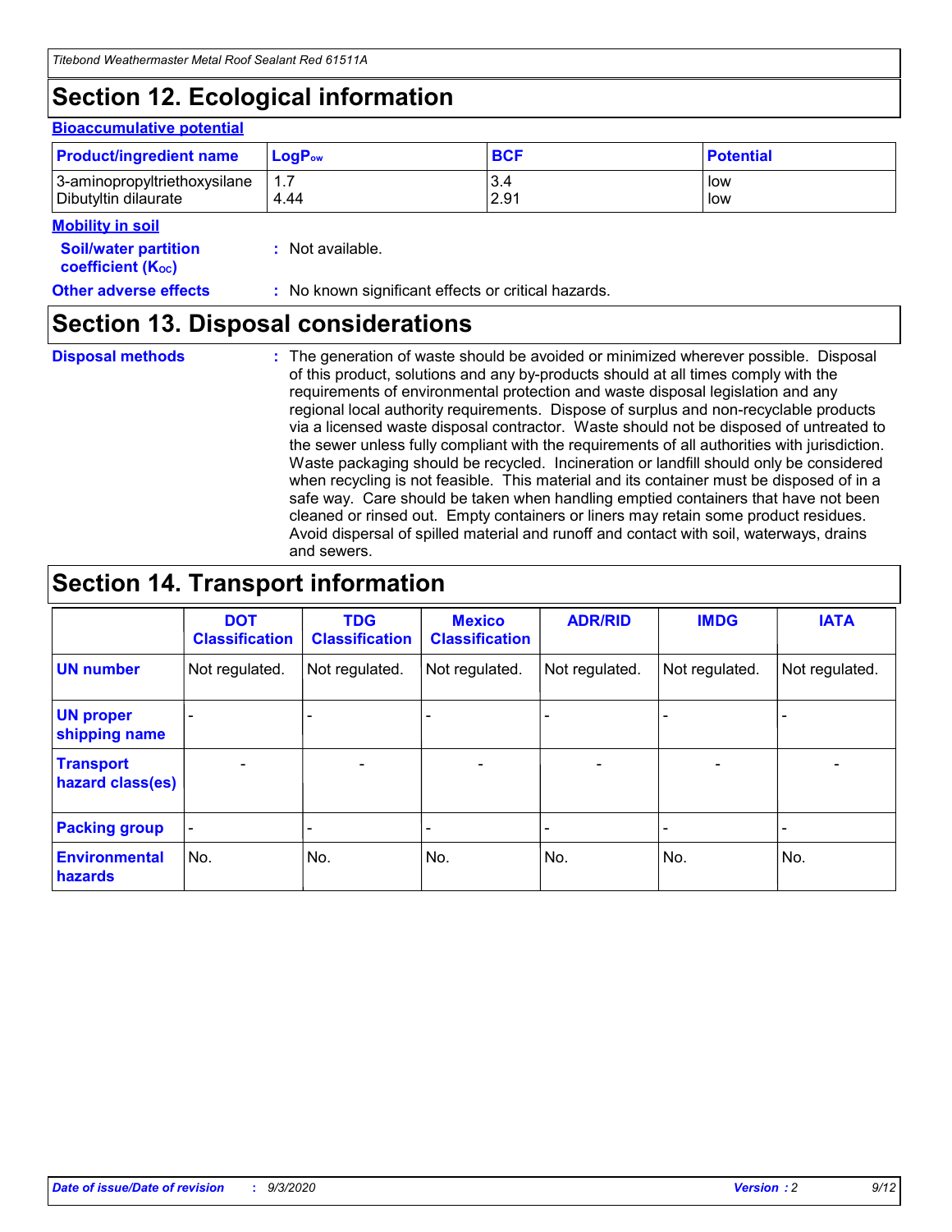## Section 12. Ecological information

### Bioaccumulative potential

| Product/ingredient name | $LogP_{ow}$ | BCF | Potential |
|---|---|---|---|
| 3-aminopropyltriethoxysilane | 1.7 | 3.4 | low |
| Dibutyltin dilaurate | 4.44 | 2.91 | low |

### Mobility in soil

**Soil/water partition coefficient ($K_{OC}$)** : Not available.

**Other adverse effects** : No known significant effects or critical hazards.

## Section 13. Disposal considerations

**Disposal methods** : The generation of waste should be avoided or minimized wherever possible. Disposal of this product, solutions and any by-products should at all times comply with the requirements of environmental protection and waste disposal legislation and any regional local authority requirements. Dispose of surplus and non-recyclable products via a licensed waste disposal contractor. Waste should not be disposed of untreated to the sewer unless fully compliant with the requirements of all authorities with jurisdiction. Waste packaging should be recycled. Incineration or landfill should only be considered when recycling is not feasible. This material and its container must be disposed of in a safe way. Care should be taken when handling emptied containers that have not been cleaned or rinsed out. Empty containers or liners may retain some product residues. Avoid dispersal of spilled material and runoff and contact with soil, waterways, drains and sewers.

## Section 14. Transport information

| | DOT Classification | TDG Classification | Mexico Classification | ADR/RID | IMDG | IATA |
|---|---|---|---|---|---|---|
| UN number | Not regulated. | Not regulated. | Not regulated. | Not regulated. | Not regulated. | Not regulated. |
| UN proper shipping name | - | - | - | - | - | - |
| Transport hazard class(es) | - | - | - | - | - | - |
| Packing group | - | - | - | - | - | - |
| Environmental hazards | No. | No. | No. | No. | No. | No. |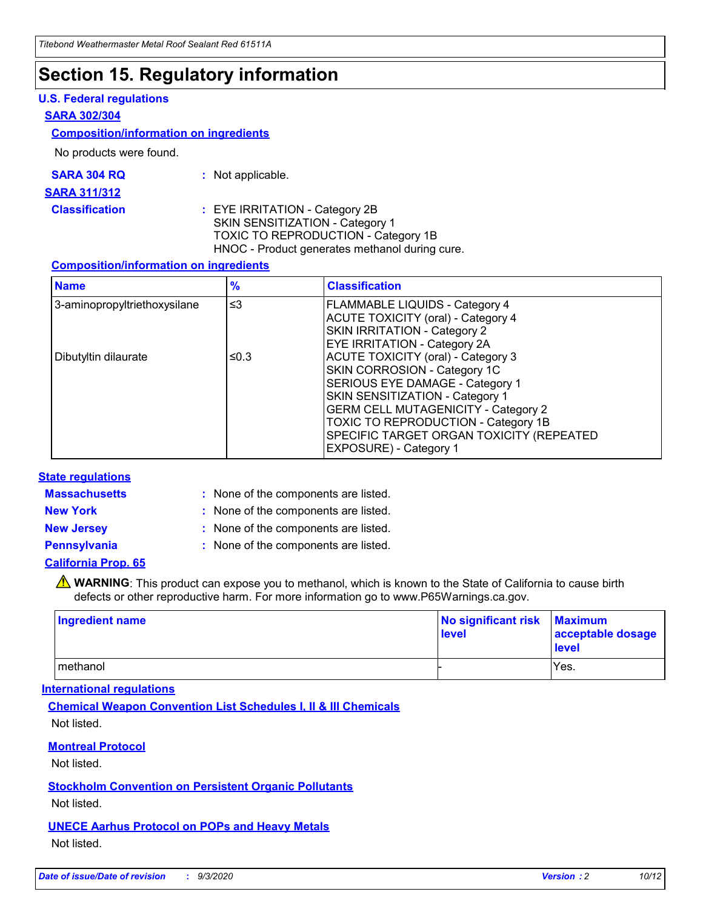# Section 15. Regulatory information

### U.S. Federal regulations

#### SARA 302/304

**Composition/information on ingredients**

No products were found.

**SARA 304 RQ** : Not applicable.

#### SARA 311/312

**Classification** : EYE IRRITATION - Category 2B
SKIN SENSITIZATION - Category 1
TOXIC TO REPRODUCTION - Category 1B
HNOC - Product generates methanol during cure.

**Composition/information on ingredients**

| Name | % | Classification |
|---|---|---|
| 3-aminopropyltriethoxysilane | ≤3 | FLAMMABLE LIQUIDS - Category 4<br>ACUTE TOXICITY (oral) - Category 4<br>SKIN IRRITATION - Category 2<br>EYE IRRITATION - Category 2A |
| Dibutyltin dilaurate | ≤0.3 | ACUTE TOXICITY (oral) - Category 3<br>SKIN CORROSION - Category 1C<br>SERIOUS EYE DAMAGE - Category 1<br>SKIN SENSITIZATION - Category 1<br>GERM CELL MUTAGENICITY - Category 2<br>TOXIC TO REPRODUCTION - Category 1B<br>SPECIFIC TARGET ORGAN TOXICITY (REPEATED EXPOSURE) - Category 1 |

### State regulations

**Massachusetts** : None of the components are listed.

**New York** : None of the components are listed.

**New Jersey** : None of the components are listed.

**Pennsylvania** : None of the components are listed.

#### California Prop. 65

⚠ **WARNING**: This product can expose you to methanol, which is known to the State of California to cause birth defects or other reproductive harm. For more information go to www.P65Warnings.ca.gov.

| Ingredient name | No significant risk level | Maximum acceptable dosage level |
|---|---|---|
| methanol | - | Yes. |

### International regulations

**Chemical Weapon Convention List Schedules I, II & III Chemicals**

Not listed.

**Montreal Protocol**

Not listed.

**Stockholm Convention on Persistent Organic Pollutants**

Not listed.

**UNECE Aarhus Protocol on POPs and Heavy Metals**

Not listed.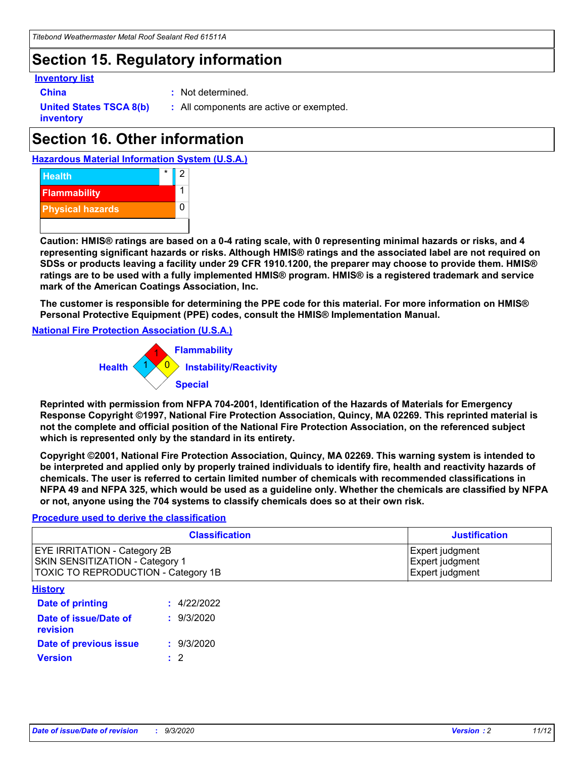# Section 15. Regulatory information

**Inventory list**

**China** : Not determined.

**United States TSCA 8(b) inventory** : All components are active or exempted.

# Section 16. Other information

**Hazardous Material Information System (U.S.A.)**

| | | |
|---|---|---|
| Health | * | 2 |
| Flammability | | 1 |
| Physical hazards | | 0 |

**Caution: HMIS® ratings are based on a 0-4 rating scale, with 0 representing minimal hazards or risks, and 4 representing significant hazards or risks. Although HMIS® ratings and the associated label are not required on SDSs or products leaving a facility under 29 CFR 1910.1200, the preparer may choose to provide them. HMIS® ratings are to be used with a fully implemented HMIS® program. HMIS® is a registered trademark and service mark of the American Coatings Association, Inc.**

**The customer is responsible for determining the PPE code for this material. For more information on HMIS® Personal Protective Equipment (PPE) codes, consult the HMIS® Implementation Manual.**

**National Fire Protection Association (U.S.A.)**

Flammability: 1
Health: 1
Instability/Reactivity: 0
Special:

**Reprinted with permission from NFPA 704-2001, Identification of the Hazards of Materials for Emergency Response Copyright ©1997, National Fire Protection Association, Quincy, MA 02269. This reprinted material is not the complete and official position of the National Fire Protection Association, on the referenced subject which is represented only by the standard in its entirety.**

**Copyright ©2001, National Fire Protection Association, Quincy, MA 02269. This warning system is intended to be interpreted and applied only by properly trained individuals to identify fire, health and reactivity hazards of chemicals. The user is referred to certain limited number of chemicals with recommended classifications in NFPA 49 and NFPA 325, which would be used as a guideline only. Whether the chemicals are classified by NFPA or not, anyone using the 704 systems to classify chemicals does so at their own risk.**

**Procedure used to derive the classification**

| Classification | Justification |
|---|---|
| EYE IRRITATION - Category 2B<br>SKIN SENSITIZATION - Category 1<br>TOXIC TO REPRODUCTION - Category 1B | Expert judgment<br>Expert judgment<br>Expert judgment |

**History**

**Date of printing** : 4/22/2022

**Date of issue/Date of revision** : 9/3/2020

**Date of previous issue** : 9/3/2020

**Version** : 2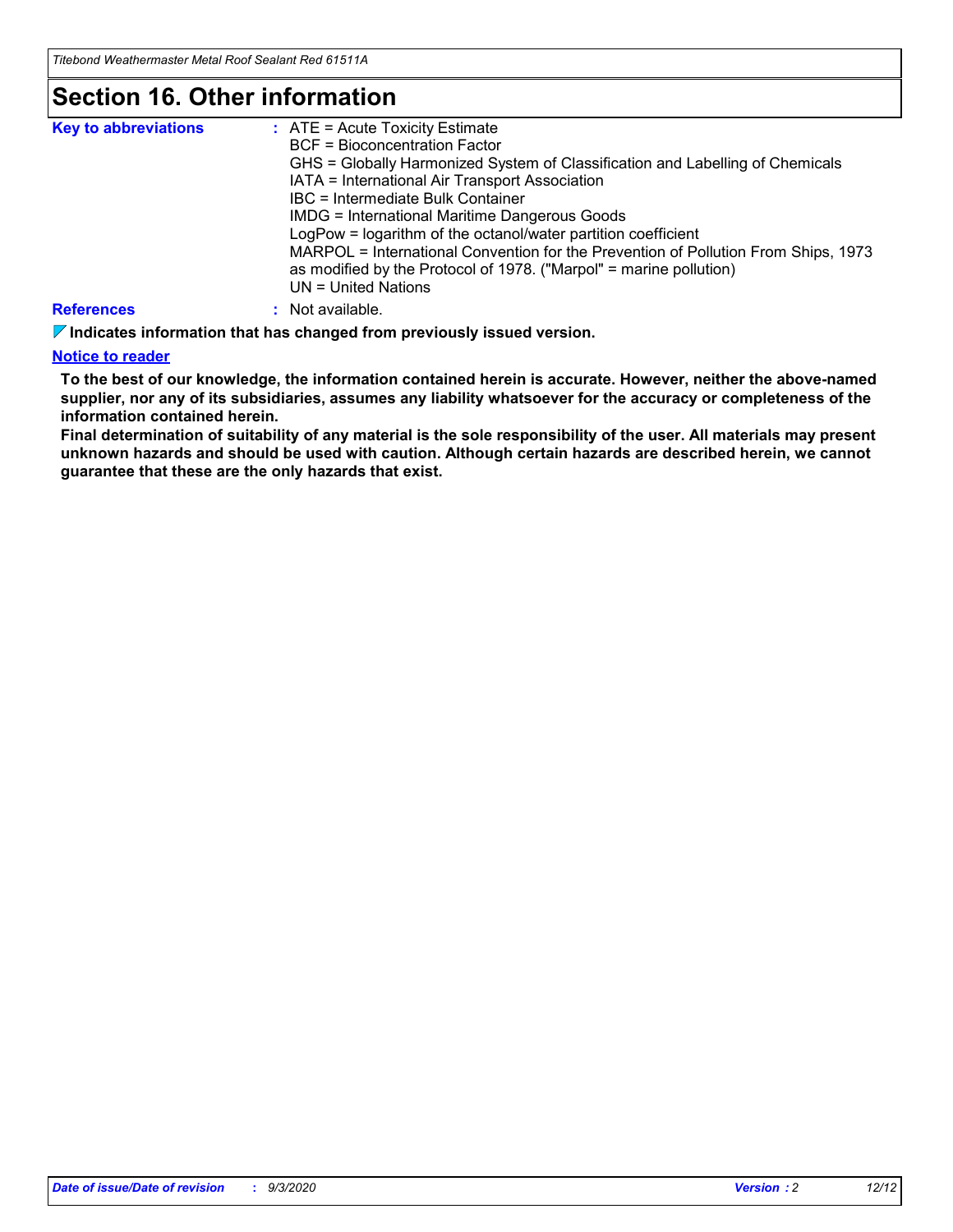# Section 16. Other information

**Key to abbreviations** : ATE = Acute Toxicity Estimate
BCF = Bioconcentration Factor
GHS = Globally Harmonized System of Classification and Labelling of Chemicals
IATA = International Air Transport Association
IBC = Intermediate Bulk Container
IMDG = International Maritime Dangerous Goods
LogPow = logarithm of the octanol/water partition coefficient
MARPOL = International Convention for the Prevention of Pollution From Ships, 1973 as modified by the Protocol of 1978. ("Marpol" = marine pollution)
UN = United Nations

**References** : Not available.

**Indicates information that has changed from previously issued version.**

**Notice to reader**

**To the best of our knowledge, the information contained herein is accurate. However, neither the above-named supplier, nor any of its subsidiaries, assumes any liability whatsoever for the accuracy or completeness of the information contained herein.**

**Final determination of suitability of any material is the sole responsibility of the user. All materials may present unknown hazards and should be used with caution. Although certain hazards are described herein, we cannot guarantee that these are the only hazards that exist.**